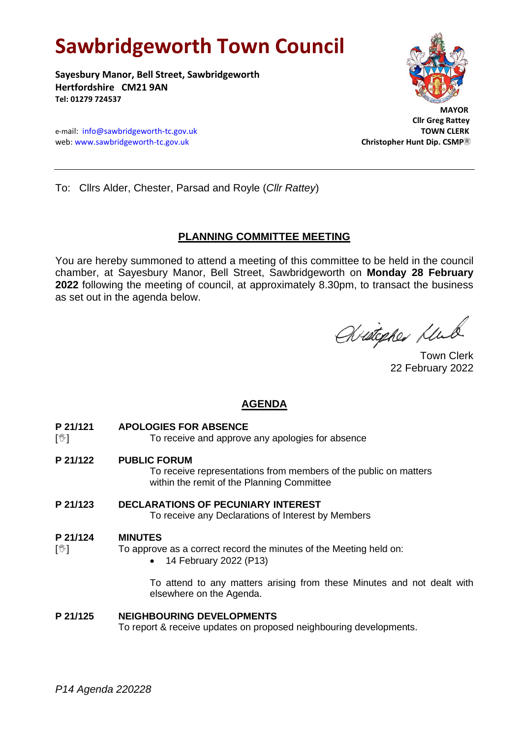# Sawbridgeworth Town Council

**Sayesbury Manor, Bell Street, Sawbridgeworth**
**Hertfordshire CM21 9AN**
**Tel: 01279 724537**

e-mail: info@sawbridgeworth-tc.gov.uk
web: www.sawbridgeworth-tc.gov.uk

**MAYOR**
**Cllr Greg Rattey**
**TOWN CLERK**
**Christopher Hunt Dip. CSMP®**

---

To: Cllrs Alder, Chester, Parsad and Royle (*Cllr Rattey*)

## PLANNING COMMITTEE MEETING

You are hereby summoned to attend a meeting of this committee to be held in the council chamber, at Sayesbury Manor, Bell Street, Sawbridgeworth on **Monday 28 February 2022** following the meeting of council, at approximately 8.30pm, to transact the business as set out in the agenda below.

Town Clerk
22 February 2022

## AGENDA

**P 21/121 APOLOGIES FOR ABSENCE**
[✋] To receive and approve any apologies for absence

**P 21/122 PUBLIC FORUM**
To receive representations from members of the public on matters within the remit of the Planning Committee

**P 21/123 DECLARATIONS OF PECUNIARY INTEREST**
To receive any Declarations of Interest by Members

**P 21/124 MINUTES**
[✋] To approve as a correct record the minutes of the Meeting held on:

- 14 February 2022 (P13)

To attend to any matters arising from these Minutes and not dealt with elsewhere on the Agenda.

**P 21/125 NEIGHBOURING DEVELOPMENTS**
To report & receive updates on proposed neighbouring developments.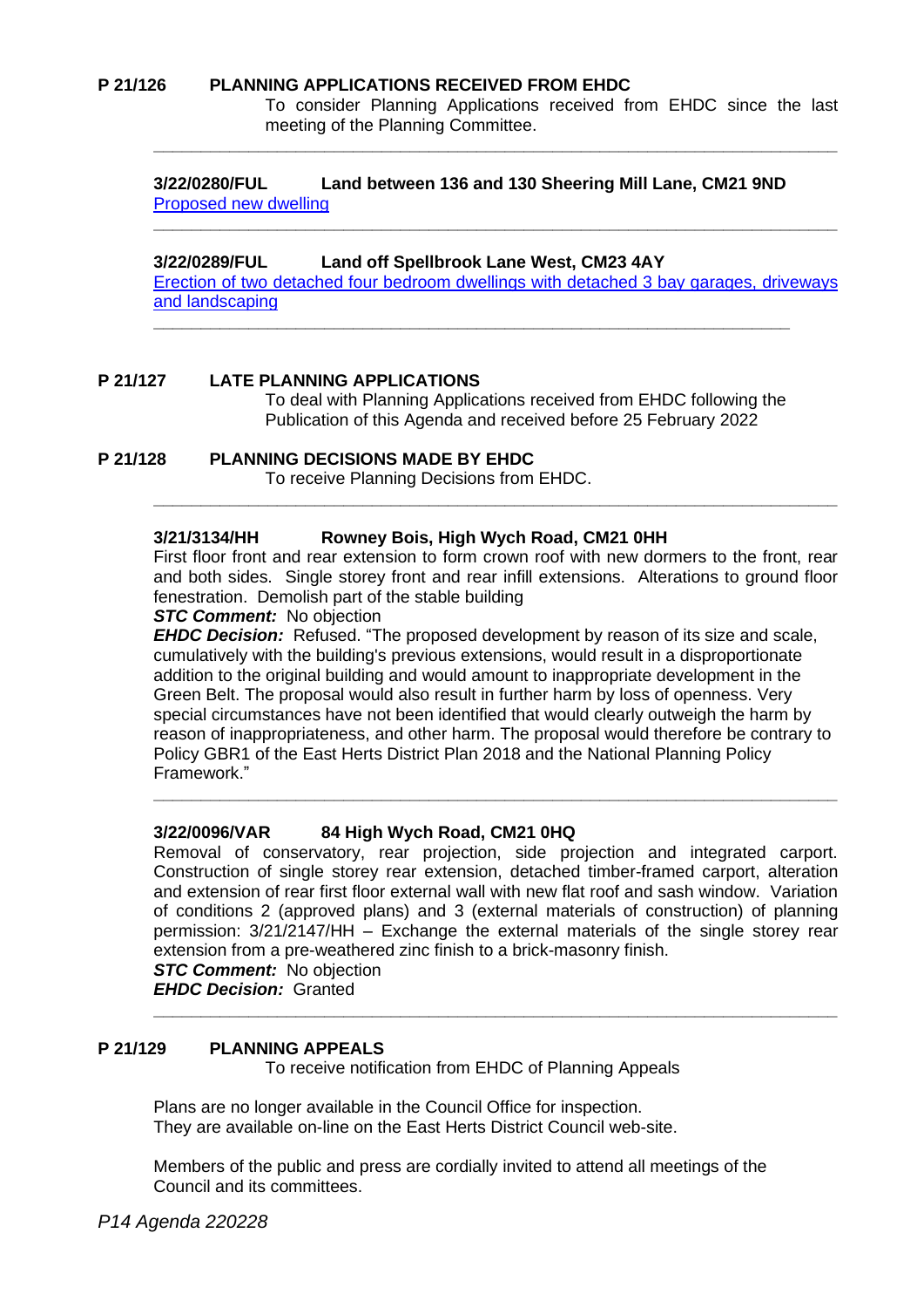**P 21/126 PLANNING APPLICATIONS RECEIVED FROM EHDC**

To consider Planning Applications received from EHDC since the last meeting of the Planning Committee.

---

**3/22/0280/FUL Land between 136 and 130 Sheering Mill Lane, CM21 9ND**

Proposed new dwelling

---

**3/22/0289/FUL Land off Spellbrook Lane West, CM23 4AY**

Erection of two detached four bedroom dwellings with detached 3 bay garages, driveways and landscaping

---

**P 21/127 LATE PLANNING APPLICATIONS**

To deal with Planning Applications received from EHDC following the Publication of this Agenda and received before 25 February 2022

**P 21/128 PLANNING DECISIONS MADE BY EHDC**

To receive Planning Decisions from EHDC.

---

**3/21/3134/HH Rowney Bois, High Wych Road, CM21 0HH**

First floor front and rear extension to form crown roof with new dormers to the front, rear and both sides. Single storey front and rear infill extensions. Alterations to ground floor fenestration. Demolish part of the stable building

***STC Comment:*** No objection

***EHDC Decision:*** Refused. "The proposed development by reason of its size and scale, cumulatively with the building's previous extensions, would result in a disproportionate addition to the original building and would amount to inappropriate development in the Green Belt. The proposal would also result in further harm by loss of openness. Very special circumstances have not been identified that would clearly outweigh the harm by reason of inappropriateness, and other harm. The proposal would therefore be contrary to Policy GBR1 of the East Herts District Plan 2018 and the National Planning Policy Framework."

---

**3/22/0096/VAR 84 High Wych Road, CM21 0HQ**

Removal of conservatory, rear projection, side projection and integrated carport. Construction of single storey rear extension, detached timber-framed carport, alteration and extension of rear first floor external wall with new flat roof and sash window. Variation of conditions 2 (approved plans) and 3 (external materials of construction) of planning permission: 3/21/2147/HH – Exchange the external materials of the single storey rear extension from a pre-weathered zinc finish to a brick-masonry finish.

***STC Comment:*** No objection

***EHDC Decision:*** Granted

---

**P 21/129 PLANNING APPEALS**

To receive notification from EHDC of Planning Appeals

Plans are no longer available in the Council Office for inspection.
They are available on-line on the East Herts District Council web-site.

Members of the public and press are cordially invited to attend all meetings of the Council and its committees.

*P14 Agenda 220228*